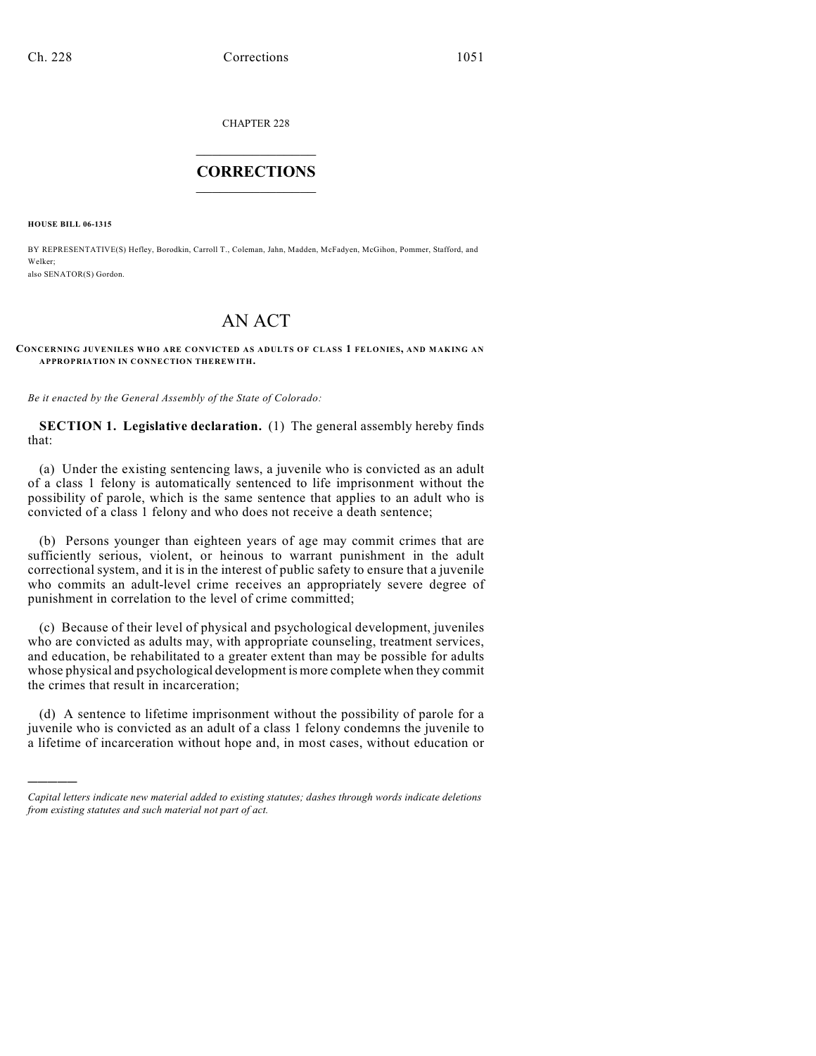CHAPTER 228

# CORRECTIONS

**HOUSE BILL 06-1315**

BY REPRESENTATIVE(S) Hefley, Borodkin, Carroll T., Coleman, Jahn, Madden, McFadyen, McGihon, Pommer, Stafford, and Welker;
also SENATOR(S) Gordon.

# AN ACT

**CONCERNING JUVENILES WHO ARE CONVICTED AS ADULTS OF CLASS 1 FELONIES, AND MAKING AN APPROPRIATION IN CONNECTION THEREWITH.**

*Be it enacted by the General Assembly of the State of Colorado:*

**SECTION 1. Legislative declaration.** (1) The general assembly hereby finds that:

(a) Under the existing sentencing laws, a juvenile who is convicted as an adult of a class 1 felony is automatically sentenced to life imprisonment without the possibility of parole, which is the same sentence that applies to an adult who is convicted of a class 1 felony and who does not receive a death sentence;

(b) Persons younger than eighteen years of age may commit crimes that are sufficiently serious, violent, or heinous to warrant punishment in the adult correctional system, and it is in the interest of public safety to ensure that a juvenile who commits an adult-level crime receives an appropriately severe degree of punishment in correlation to the level of crime committed;

(c) Because of their level of physical and psychological development, juveniles who are convicted as adults may, with appropriate counseling, treatment services, and education, be rehabilitated to a greater extent than may be possible for adults whose physical and psychological development is more complete when they commit the crimes that result in incarceration;

(d) A sentence to lifetime imprisonment without the possibility of parole for a juvenile who is convicted as an adult of a class 1 felony condemns the juvenile to a lifetime of incarceration without hope and, in most cases, without education or

---

*Capital letters indicate new material added to existing statutes; dashes through words indicate deletions from existing statutes and such material not part of act.*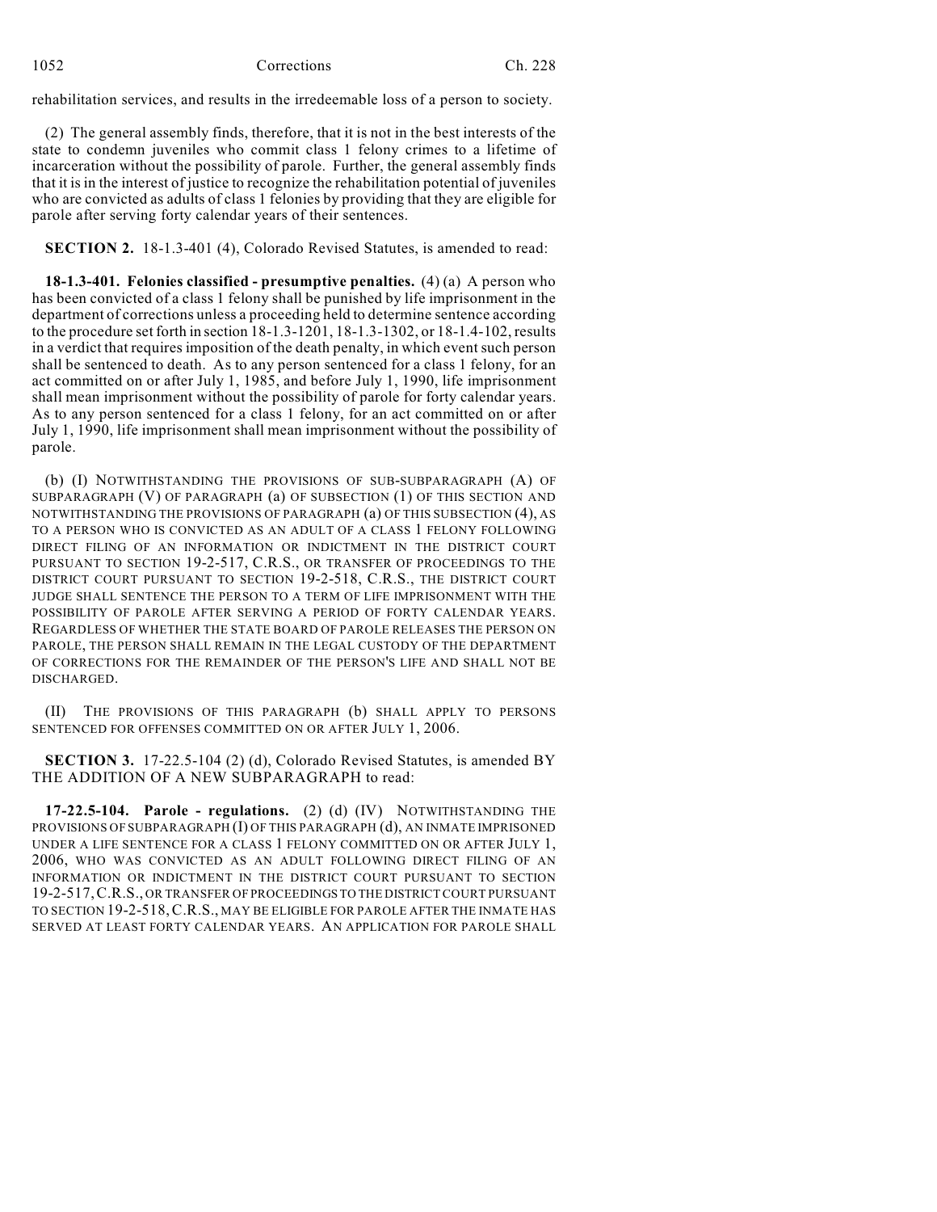rehabilitation services, and results in the irredeemable loss of a person to society.

(2) The general assembly finds, therefore, that it is not in the best interests of the state to condemn juveniles who commit class 1 felony crimes to a lifetime of incarceration without the possibility of parole. Further, the general assembly finds that it is in the interest of justice to recognize the rehabilitation potential of juveniles who are convicted as adults of class 1 felonies by providing that they are eligible for parole after serving forty calendar years of their sentences.

**SECTION 2.** 18-1.3-401 (4), Colorado Revised Statutes, is amended to read:

**18-1.3-401. Felonies classified - presumptive penalties.** (4) (a) A person who has been convicted of a class 1 felony shall be punished by life imprisonment in the department of corrections unless a proceeding held to determine sentence according to the procedure set forth in section 18-1.3-1201, 18-1.3-1302, or 18-1.4-102, results in a verdict that requires imposition of the death penalty, in which event such person shall be sentenced to death. As to any person sentenced for a class 1 felony, for an act committed on or after July 1, 1985, and before July 1, 1990, life imprisonment shall mean imprisonment without the possibility of parole for forty calendar years. As to any person sentenced for a class 1 felony, for an act committed on or after July 1, 1990, life imprisonment shall mean imprisonment without the possibility of parole.

(b) (I) NOTWITHSTANDING THE PROVISIONS OF SUB-SUBPARAGRAPH (A) OF SUBPARAGRAPH (V) OF PARAGRAPH (a) OF SUBSECTION (1) OF THIS SECTION AND NOTWITHSTANDING THE PROVISIONS OF PARAGRAPH (a) OF THIS SUBSECTION (4), AS TO A PERSON WHO IS CONVICTED AS AN ADULT OF A CLASS 1 FELONY FOLLOWING DIRECT FILING OF AN INFORMATION OR INDICTMENT IN THE DISTRICT COURT PURSUANT TO SECTION 19-2-517, C.R.S., OR TRANSFER OF PROCEEDINGS TO THE DISTRICT COURT PURSUANT TO SECTION 19-2-518, C.R.S., THE DISTRICT COURT JUDGE SHALL SENTENCE THE PERSON TO A TERM OF LIFE IMPRISONMENT WITH THE POSSIBILITY OF PAROLE AFTER SERVING A PERIOD OF FORTY CALENDAR YEARS. REGARDLESS OF WHETHER THE STATE BOARD OF PAROLE RELEASES THE PERSON ON PAROLE, THE PERSON SHALL REMAIN IN THE LEGAL CUSTODY OF THE DEPARTMENT OF CORRECTIONS FOR THE REMAINDER OF THE PERSON'S LIFE AND SHALL NOT BE DISCHARGED.

(II) THE PROVISIONS OF THIS PARAGRAPH (b) SHALL APPLY TO PERSONS SENTENCED FOR OFFENSES COMMITTED ON OR AFTER JULY 1, 2006.

**SECTION 3.** 17-22.5-104 (2) (d), Colorado Revised Statutes, is amended BY THE ADDITION OF A NEW SUBPARAGRAPH to read:

**17-22.5-104. Parole - regulations.** (2) (d) (IV) NOTWITHSTANDING THE PROVISIONS OF SUBPARAGRAPH (I) OF THIS PARAGRAPH (d), AN INMATE IMPRISONED UNDER A LIFE SENTENCE FOR A CLASS 1 FELONY COMMITTED ON OR AFTER JULY 1, 2006, WHO WAS CONVICTED AS AN ADULT FOLLOWING DIRECT FILING OF AN INFORMATION OR INDICTMENT IN THE DISTRICT COURT PURSUANT TO SECTION 19-2-517, C.R.S., OR TRANSFER OF PROCEEDINGS TO THE DISTRICT COURT PURSUANT TO SECTION 19-2-518, C.R.S., MAY BE ELIGIBLE FOR PAROLE AFTER THE INMATE HAS SERVED AT LEAST FORTY CALENDAR YEARS. AN APPLICATION FOR PAROLE SHALL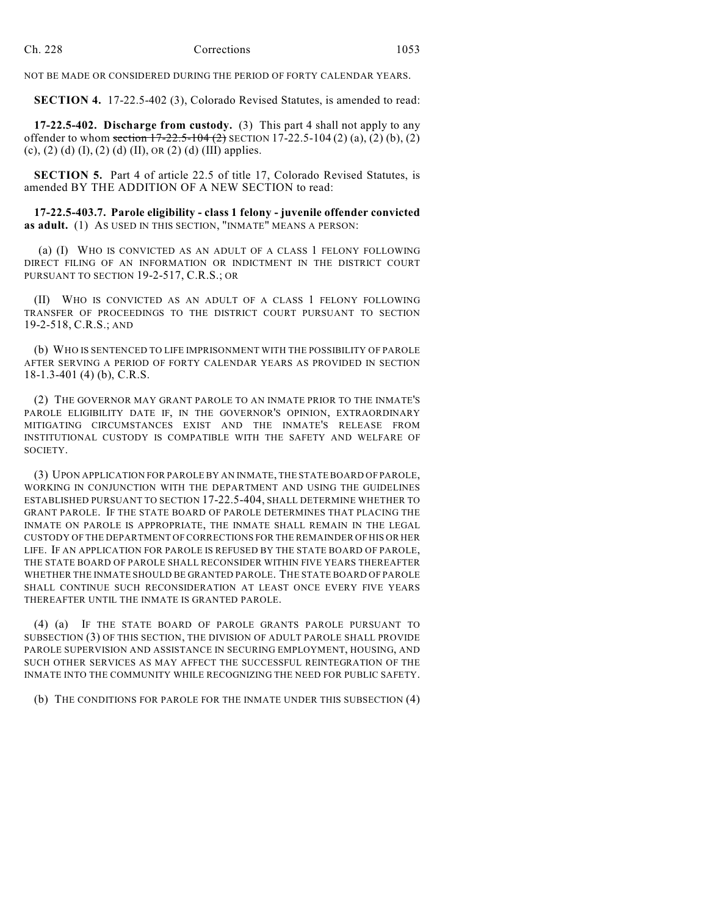NOT BE MADE OR CONSIDERED DURING THE PERIOD OF FORTY CALENDAR YEARS.

**SECTION 4.** 17-22.5-402 (3), Colorado Revised Statutes, is amended to read:

**17-22.5-402. Discharge from custody.** (3) This part 4 shall not apply to any offender to whom ~~section 17-22.5-104 (2)~~ SECTION 17-22.5-104 (2) (a), (2) (b), (2) (c), (2) (d) (I), (2) (d) (II), OR (2) (d) (III) applies.

**SECTION 5.** Part 4 of article 22.5 of title 17, Colorado Revised Statutes, is amended BY THE ADDITION OF A NEW SECTION to read:

**17-22.5-403.7. Parole eligibility - class 1 felony - juvenile offender convicted as adult.** (1) AS USED IN THIS SECTION, "INMATE" MEANS A PERSON:

(a) (I) WHO IS CONVICTED AS AN ADULT OF A CLASS 1 FELONY FOLLOWING DIRECT FILING OF AN INFORMATION OR INDICTMENT IN THE DISTRICT COURT PURSUANT TO SECTION 19-2-517, C.R.S.; OR

(II) WHO IS CONVICTED AS AN ADULT OF A CLASS 1 FELONY FOLLOWING TRANSFER OF PROCEEDINGS TO THE DISTRICT COURT PURSUANT TO SECTION 19-2-518, C.R.S.; AND

(b) WHO IS SENTENCED TO LIFE IMPRISONMENT WITH THE POSSIBILITY OF PAROLE AFTER SERVING A PERIOD OF FORTY CALENDAR YEARS AS PROVIDED IN SECTION 18-1.3-401 (4) (b), C.R.S.

(2) THE GOVERNOR MAY GRANT PAROLE TO AN INMATE PRIOR TO THE INMATE'S PAROLE ELIGIBILITY DATE IF, IN THE GOVERNOR'S OPINION, EXTRAORDINARY MITIGATING CIRCUMSTANCES EXIST AND THE INMATE'S RELEASE FROM INSTITUTIONAL CUSTODY IS COMPATIBLE WITH THE SAFETY AND WELFARE OF SOCIETY.

(3) UPON APPLICATION FOR PAROLE BY AN INMATE, THE STATE BOARD OF PAROLE, WORKING IN CONJUNCTION WITH THE DEPARTMENT AND USING THE GUIDELINES ESTABLISHED PURSUANT TO SECTION 17-22.5-404, SHALL DETERMINE WHETHER TO GRANT PAROLE. IF THE STATE BOARD OF PAROLE DETERMINES THAT PLACING THE INMATE ON PAROLE IS APPROPRIATE, THE INMATE SHALL REMAIN IN THE LEGAL CUSTODY OF THE DEPARTMENT OF CORRECTIONS FOR THE REMAINDER OF HIS OR HER LIFE. IF AN APPLICATION FOR PAROLE IS REFUSED BY THE STATE BOARD OF PAROLE, THE STATE BOARD OF PAROLE SHALL RECONSIDER WITHIN FIVE YEARS THEREAFTER WHETHER THE INMATE SHOULD BE GRANTED PAROLE. THE STATE BOARD OF PAROLE SHALL CONTINUE SUCH RECONSIDERATION AT LEAST ONCE EVERY FIVE YEARS THEREAFTER UNTIL THE INMATE IS GRANTED PAROLE.

(4) (a) IF THE STATE BOARD OF PAROLE GRANTS PAROLE PURSUANT TO SUBSECTION (3) OF THIS SECTION, THE DIVISION OF ADULT PAROLE SHALL PROVIDE PAROLE SUPERVISION AND ASSISTANCE IN SECURING EMPLOYMENT, HOUSING, AND SUCH OTHER SERVICES AS MAY AFFECT THE SUCCESSFUL REINTEGRATION OF THE INMATE INTO THE COMMUNITY WHILE RECOGNIZING THE NEED FOR PUBLIC SAFETY.

(b) THE CONDITIONS FOR PAROLE FOR THE INMATE UNDER THIS SUBSECTION (4)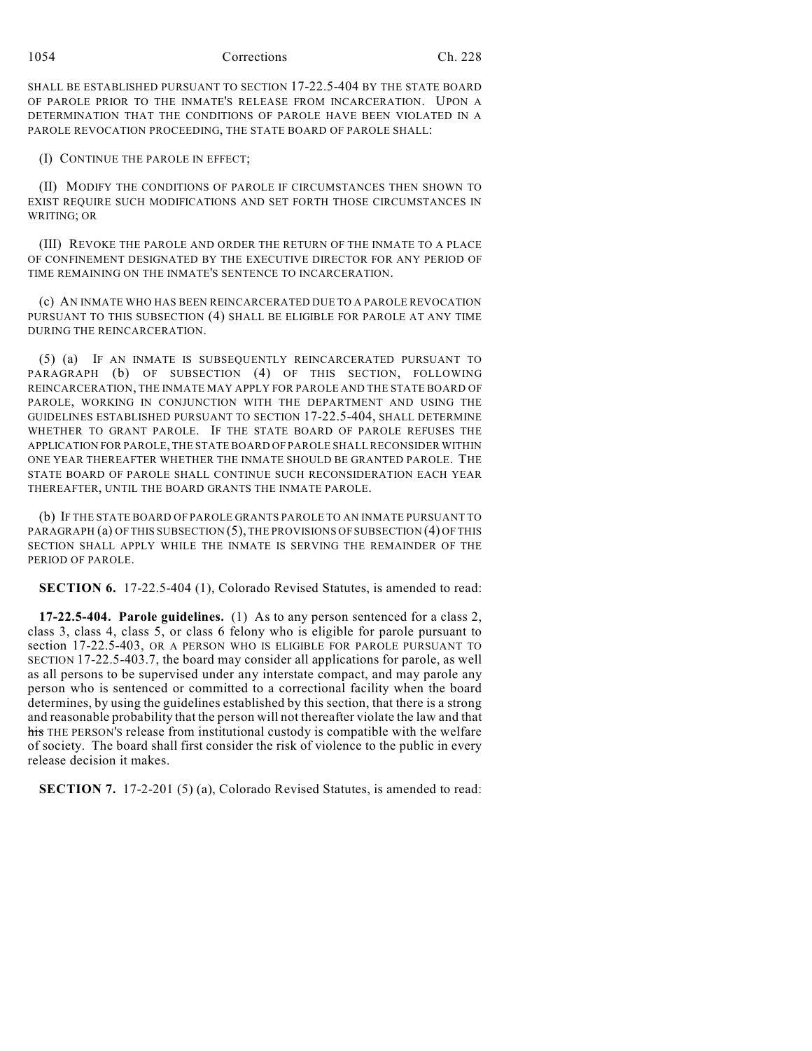SHALL BE ESTABLISHED PURSUANT TO SECTION 17-22.5-404 BY THE STATE BOARD OF PAROLE PRIOR TO THE INMATE'S RELEASE FROM INCARCERATION. UPON A DETERMINATION THAT THE CONDITIONS OF PAROLE HAVE BEEN VIOLATED IN A PAROLE REVOCATION PROCEEDING, THE STATE BOARD OF PAROLE SHALL:

(I) CONTINUE THE PAROLE IN EFFECT;

(II) MODIFY THE CONDITIONS OF PAROLE IF CIRCUMSTANCES THEN SHOWN TO EXIST REQUIRE SUCH MODIFICATIONS AND SET FORTH THOSE CIRCUMSTANCES IN WRITING; OR

(III) REVOKE THE PAROLE AND ORDER THE RETURN OF THE INMATE TO A PLACE OF CONFINEMENT DESIGNATED BY THE EXECUTIVE DIRECTOR FOR ANY PERIOD OF TIME REMAINING ON THE INMATE'S SENTENCE TO INCARCERATION.

(c) AN INMATE WHO HAS BEEN REINCARCERATED DUE TO A PAROLE REVOCATION PURSUANT TO THIS SUBSECTION (4) SHALL BE ELIGIBLE FOR PAROLE AT ANY TIME DURING THE REINCARCERATION.

(5) (a) IF AN INMATE IS SUBSEQUENTLY REINCARCERATED PURSUANT TO PARAGRAPH (b) OF SUBSECTION (4) OF THIS SECTION, FOLLOWING REINCARCERATION, THE INMATE MAY APPLY FOR PAROLE AND THE STATE BOARD OF PAROLE, WORKING IN CONJUNCTION WITH THE DEPARTMENT AND USING THE GUIDELINES ESTABLISHED PURSUANT TO SECTION 17-22.5-404, SHALL DETERMINE WHETHER TO GRANT PAROLE. IF THE STATE BOARD OF PAROLE REFUSES THE APPLICATION FOR PAROLE, THE STATE BOARD OF PAROLE SHALL RECONSIDER WITHIN ONE YEAR THEREAFTER WHETHER THE INMATE SHOULD BE GRANTED PAROLE. THE STATE BOARD OF PAROLE SHALL CONTINUE SUCH RECONSIDERATION EACH YEAR THEREAFTER, UNTIL THE BOARD GRANTS THE INMATE PAROLE.

(b) IF THE STATE BOARD OF PAROLE GRANTS PAROLE TO AN INMATE PURSUANT TO PARAGRAPH (a) OF THIS SUBSECTION (5), THE PROVISIONS OF SUBSECTION (4) OF THIS SECTION SHALL APPLY WHILE THE INMATE IS SERVING THE REMAINDER OF THE PERIOD OF PAROLE.

**SECTION 6.** 17-22.5-404 (1), Colorado Revised Statutes, is amended to read:

**17-22.5-404. Parole guidelines.** (1) As to any person sentenced for a class 2, class 3, class 4, class 5, or class 6 felony who is eligible for parole pursuant to section 17-22.5-403, OR A PERSON WHO IS ELIGIBLE FOR PAROLE PURSUANT TO SECTION 17-22.5-403.7, the board may consider all applications for parole, as well as all persons to be supervised under any interstate compact, and may parole any person who is sentenced or committed to a correctional facility when the board determines, by using the guidelines established by this section, that there is a strong and reasonable probability that the person will not thereafter violate the law and that ~~his~~ THE PERSON'S release from institutional custody is compatible with the welfare of society. The board shall first consider the risk of violence to the public in every release decision it makes.

**SECTION 7.** 17-2-201 (5) (a), Colorado Revised Statutes, is amended to read: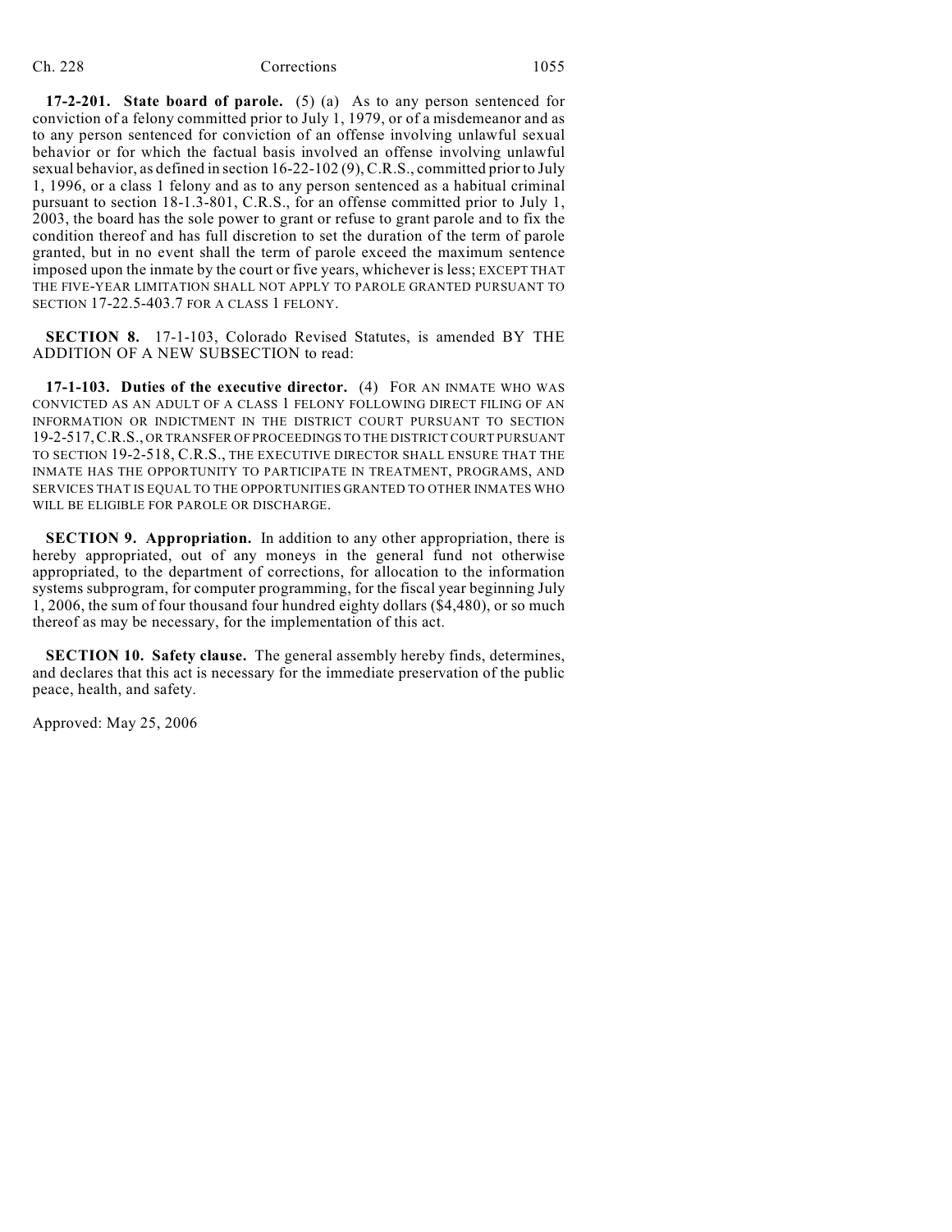**17-2-201. State board of parole.** (5) (a) As to any person sentenced for conviction of a felony committed prior to July 1, 1979, or of a misdemeanor and as to any person sentenced for conviction of an offense involving unlawful sexual behavior or for which the factual basis involved an offense involving unlawful sexual behavior, as defined in section 16-22-102 (9), C.R.S., committed prior to July 1, 1996, or a class 1 felony and as to any person sentenced as a habitual criminal pursuant to section 18-1.3-801, C.R.S., for an offense committed prior to July 1, 2003, the board has the sole power to grant or refuse to grant parole and to fix the condition thereof and has full discretion to set the duration of the term of parole granted, but in no event shall the term of parole exceed the maximum sentence imposed upon the inmate by the court or five years, whichever is less; EXCEPT THAT THE FIVE-YEAR LIMITATION SHALL NOT APPLY TO PAROLE GRANTED PURSUANT TO SECTION 17-22.5-403.7 FOR A CLASS 1 FELONY.

**SECTION 8.** 17-1-103, Colorado Revised Statutes, is amended BY THE ADDITION OF A NEW SUBSECTION to read:

**17-1-103. Duties of the executive director.** (4) FOR AN INMATE WHO WAS CONVICTED AS AN ADULT OF A CLASS 1 FELONY FOLLOWING DIRECT FILING OF AN INFORMATION OR INDICTMENT IN THE DISTRICT COURT PURSUANT TO SECTION 19-2-517, C.R.S., OR TRANSFER OF PROCEEDINGS TO THE DISTRICT COURT PURSUANT TO SECTION 19-2-518, C.R.S., THE EXECUTIVE DIRECTOR SHALL ENSURE THAT THE INMATE HAS THE OPPORTUNITY TO PARTICIPATE IN TREATMENT, PROGRAMS, AND SERVICES THAT IS EQUAL TO THE OPPORTUNITIES GRANTED TO OTHER INMATES WHO WILL BE ELIGIBLE FOR PAROLE OR DISCHARGE.

**SECTION 9. Appropriation.** In addition to any other appropriation, there is hereby appropriated, out of any moneys in the general fund not otherwise appropriated, to the department of corrections, for allocation to the information systems subprogram, for computer programming, for the fiscal year beginning July 1, 2006, the sum of four thousand four hundred eighty dollars ($4,480), or so much thereof as may be necessary, for the implementation of this act.

**SECTION 10. Safety clause.** The general assembly hereby finds, determines, and declares that this act is necessary for the immediate preservation of the public peace, health, and safety.

Approved: May 25, 2006